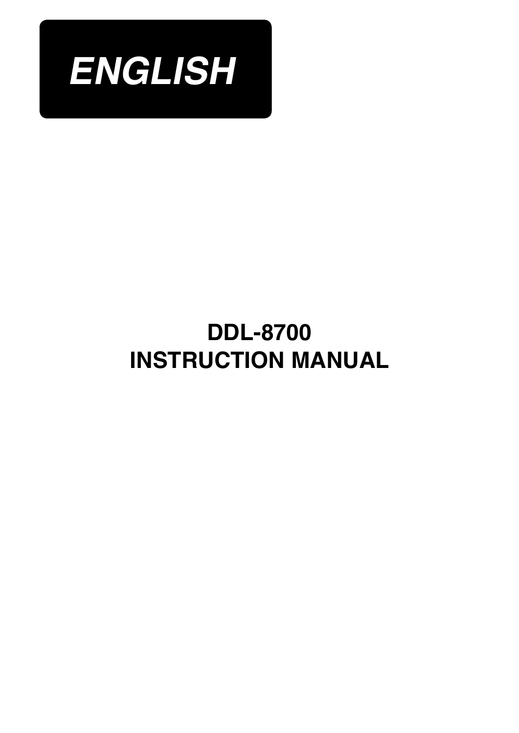**ENGLISH**

# DDL-8700
# INSTRUCTION MANUAL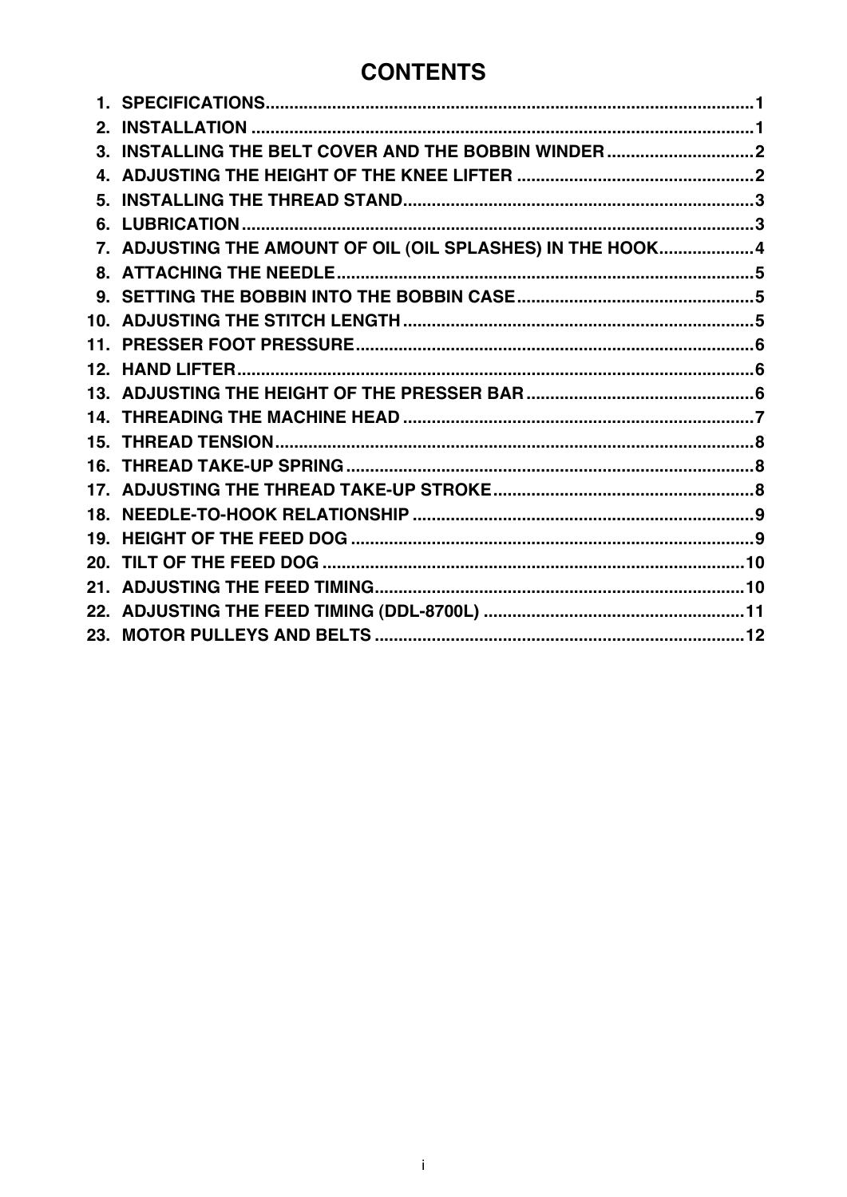# CONTENTS

1. SPECIFICATIONS....................................................................................................1
2. INSTALLATION .......................................................................................................1
3. INSTALLING THE BELT COVER AND THE BOBBIN WINDER ...............................2
4. ADJUSTING THE HEIGHT OF THE KNEE LIFTER ..................................................2
5. INSTALLING THE THREAD STAND.........................................................................3
6. LUBRICATION ..........................................................................................................3
7. ADJUSTING THE AMOUNT OF OIL (OIL SPLASHES) IN THE HOOK....................4
8. ATTACHING THE NEEDLE.......................................................................................5
9. SETTING THE BOBBIN INTO THE BOBBIN CASE..................................................5
10. ADJUSTING THE STITCH LENGTH .........................................................................5
11. PRESSER FOOT PRESSURE...................................................................................6
12. HAND LIFTER...........................................................................................................6
13. ADJUSTING THE HEIGHT OF THE PRESSER BAR ................................................6
14. THREADING THE MACHINE HEAD .........................................................................7
15. THREAD TENSION....................................................................................................8
16. THREAD TAKE-UP SPRING .....................................................................................8
17. ADJUSTING THE THREAD TAKE-UP STROKE.......................................................8
18. NEEDLE-TO-HOOK RELATIONSHIP .......................................................................9
19. HEIGHT OF THE FEED DOG ....................................................................................9
20. TILT OF THE FEED DOG .........................................................................................10
21. ADJUSTING THE FEED TIMING..............................................................................10
22. ADJUSTING THE FEED TIMING (DDL-8700L) .......................................................11
23. MOTOR PULLEYS AND BELTS .............................................................................12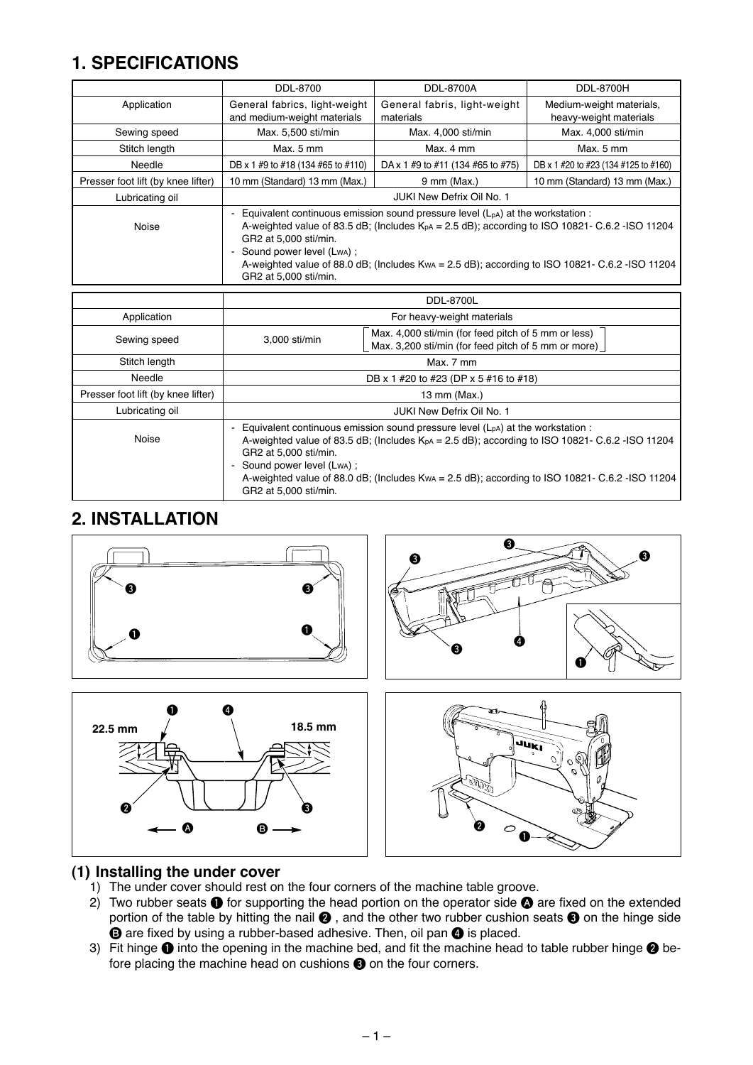# 1. SPECIFICATIONS

| | DDL-8700 | DDL-8700A | DDL-8700H |
|---|---|---|---|
| Application | General fabrics, light-weight and medium-weight materials | General fabris, light-weight materials | Medium-weight materials, heavy-weight materials |
| Sewing speed | Max. 5,500 sti/min | Max. 4,000 sti/min | Max. 4,000 sti/min |
| Stitch length | Max. 5 mm | Max. 4 mm | Max. 5 mm |
| Needle | DB x 1 #9 to #18 (134 #65 to #110) | DA x 1 #9 to #11 (134 #65 to #75) | DB x 1 #20 to #23 (134 #125 to #160) |
| Presser foot lift (by knee lifter) | 10 mm (Standard) 13 mm (Max.) | 9 mm (Max.) | 10 mm (Standard) 13 mm (Max.) |
| Lubricating oil | JUKI New Defrix Oil No. 1 | | |
| Noise | - Equivalent continuous emission sound pressure level ($L_{pA}$) at the workstation : A-weighted value of 83.5 dB; (Includes $K_{pA}$ = 2.5 dB); according to ISO 10821- C.6.2 -ISO 11204 GR2 at 5,000 sti/min.<br>- Sound power level ($L_{WA}$) ; A-weighted value of 88.0 dB; (Includes $K_{WA}$ = 2.5 dB); according to ISO 10821- C.6.2 -ISO 11204 GR2 at 5,000 sti/min. | | |

| | DDL-8700L | |
|---|---|---|
| Application | For heavy-weight materials | |
| Sewing speed | 3,000 sti/min | Max. 4,000 sti/min (for feed pitch of 5 mm or less)<br>Max. 3,200 sti/min (for feed pitch of 5 mm or more) |
| Stitch length | Max. 7 mm | |
| Needle | DB x 1 #20 to #23 (DP x 5 #16 to #18) | |
| Presser foot lift (by knee lifter) | 13 mm (Max.) | |
| Lubricating oil | JUKI New Defrix Oil No. 1 | |
| Noise | - Equivalent continuous emission sound pressure level ($L_{pA}$) at the workstation : A-weighted value of 83.5 dB; (Includes $K_{pA}$ = 2.5 dB); according to ISO 10821- C.6.2 -ISO 11204 GR2 at 5,000 sti/min.<br>- Sound power level ($L_{WA}$) ; A-weighted value of 88.0 dB; (Includes $K_{WA}$ = 2.5 dB); according to ISO 10821- C.6.2 -ISO 11204 GR2 at 5,000 sti/min. | |

# 2. INSTALLATION

22.5 mm　18.5 mm

## (1) Installing the under cover

1) The under cover should rest on the four corners of the machine table groove.
2) Two rubber seats ❶ for supporting the head portion on the operator side Ⓐ are fixed on the extended portion of the table by hitting the nail ❷ , and the other two rubber cushion seats ❸ on the hinge side Ⓑ are fixed by using a rubber-based adhesive. Then, oil pan ❹ is placed.
3) Fit hinge ❶ into the opening in the machine bed, and fit the machine head to table rubber hinge ❷ before placing the machine head on cushions ❸ on the four corners.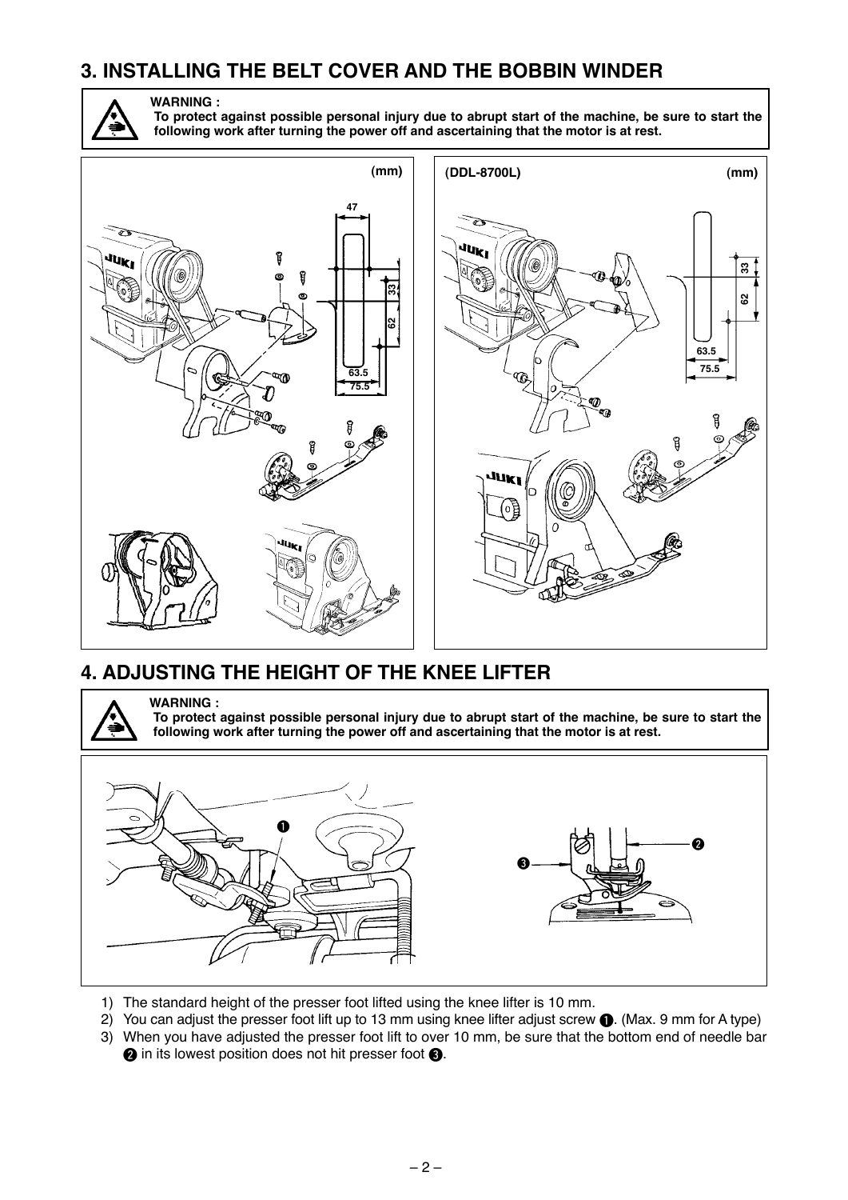## 3. INSTALLING THE BELT COVER AND THE BOBBIN WINDER

**WARNING :**
**To protect against possible personal injury due to abrupt start of the machine, be sure to start the following work after turning the power off and ascertaining that the motor is at rest.**

(mm)

(DDL-8700L) (mm)

## 4. ADJUSTING THE HEIGHT OF THE KNEE LIFTER

**WARNING :**
**To protect against possible personal injury due to abrupt start of the machine, be sure to start the following work after turning the power off and ascertaining that the motor is at rest.**

1) The standard height of the presser foot lifted using the knee lifter is 10 mm.
2) You can adjust the presser foot lift up to 13 mm using knee lifter adjust screw ❶. (Max. 9 mm for A type)
3) When you have adjusted the presser foot lift to over 10 mm, be sure that the bottom end of needle bar ❷ in its lowest position does not hit presser foot ❸.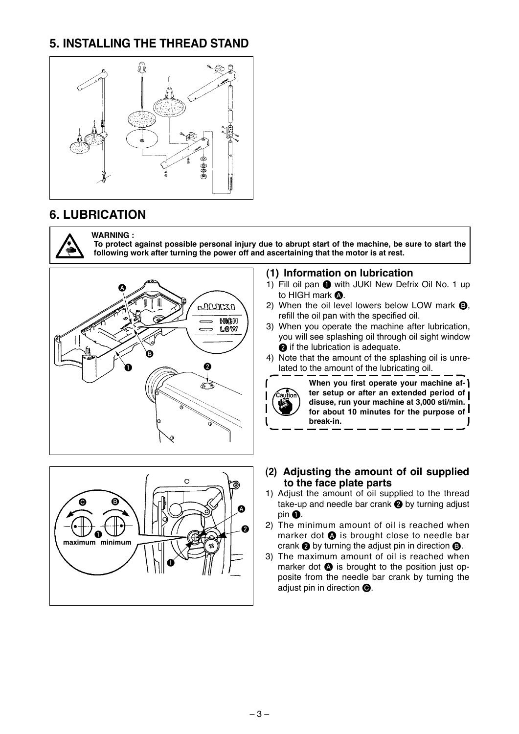## 5. INSTALLING THE THREAD STAND

## 6. LUBRICATION

> **WARNING :**
> **To protect against possible personal injury due to abrupt start of the machine, be sure to start the following work after turning the power off and ascertaining that the motor is at rest.**

### (1) Information on lubrication

1) Fill oil pan ❶ with JUKI New Defrix Oil No. 1 up to HIGH mark Ⓐ.
2) When the oil level lowers below LOW mark Ⓑ, refill the oil pan with the specified oil.
3) When you operate the machine after lubrication, you will see splashing oil through oil sight window ❷ if the lubrication is adequate.
4) Note that the amount of the splashing oil is unrelated to the amount of the lubricating oil.

> **Caution:** **When you first operate your machine after setup or after an extended period of disuse, run your machine at 3,000 sti/min. for about 10 minutes for the purpose of break-in.**

### (2) Adjusting the amount of oil supplied to the face plate parts

1) Adjust the amount of oil supplied to the thread take-up and needle bar crank ❷ by turning adjust pin ❶.
2) The minimum amount of oil is reached when marker dot Ⓐ is brought close to needle bar crank ❷ by turning the adjust pin in direction Ⓑ.
3) The maximum amount of oil is reached when marker dot Ⓐ is brought to the position just opposite from the needle bar crank by turning the adjust pin in direction Ⓒ.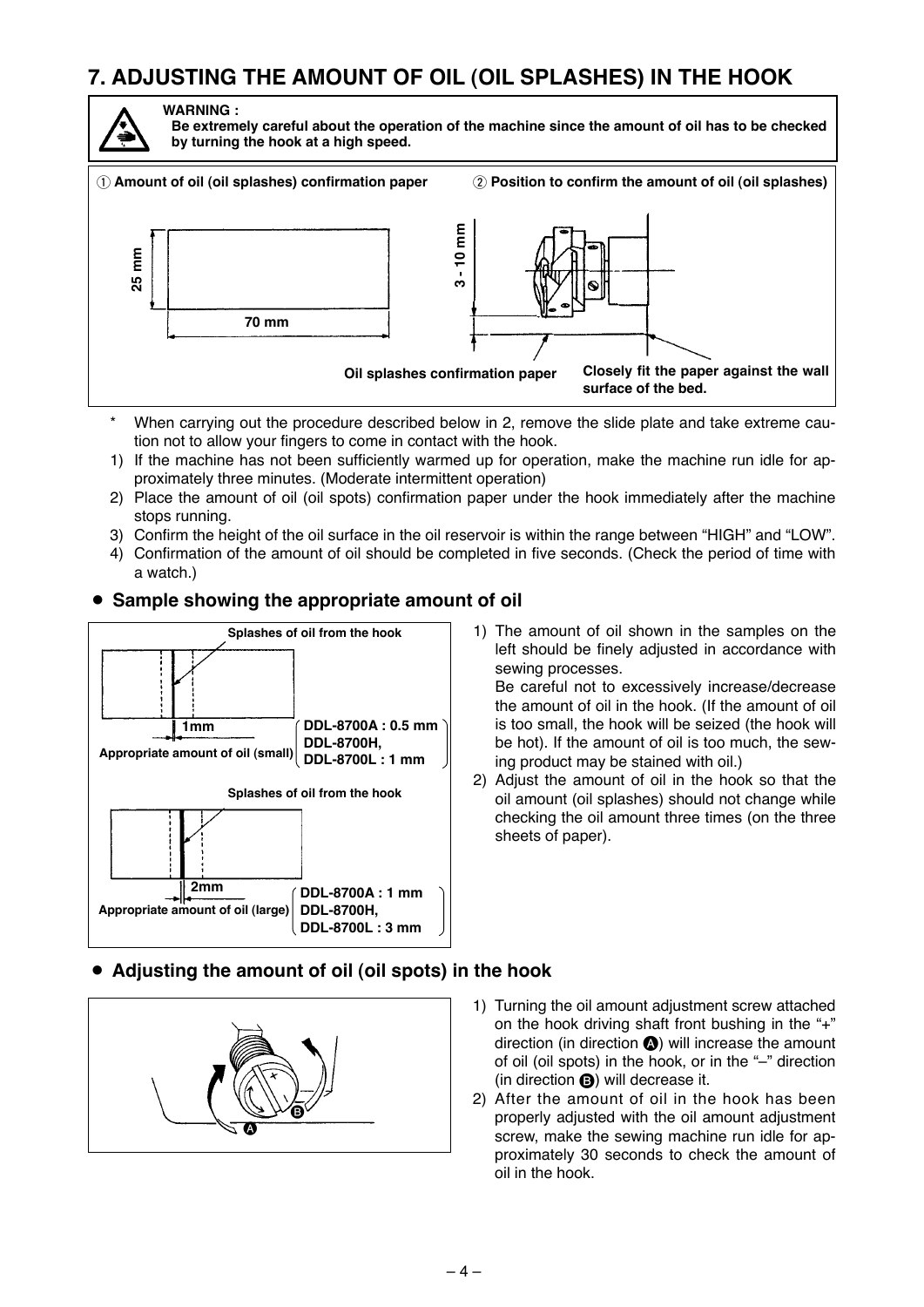## 7. ADJUSTING THE AMOUNT OF OIL (OIL SPLASHES) IN THE HOOK

**WARNING :**
**Be extremely careful about the operation of the machine since the amount of oil has to be checked by turning the hook at a high speed.**

① **Amount of oil (oil splashes) confirmation paper**

25 mm

70 mm

② **Position to confirm the amount of oil (oil splashes)**

3 - 10 mm

**Oil splashes confirmation paper**

**Closely fit the paper against the wall surface of the bed.**

\* When carrying out the procedure described below in 2, remove the slide plate and take extreme caution not to allow your fingers to come in contact with the hook.

1) If the machine has not been sufficiently warmed up for operation, make the machine run idle for approximately three minutes. (Moderate intermittent operation)
2) Place the amount of oil (oil spots) confirmation paper under the hook immediately after the machine stops running.
3) Confirm the height of the oil surface in the oil reservoir is within the range between "HIGH" and "LOW".
4) Confirmation of the amount of oil should be completed in five seconds. (Check the period of time with a watch.)

### • Sample showing the appropriate amount of oil

**Splashes of oil from the hook**

1mm

**Appropriate amount of oil (small)**

**DDL-8700A : 0.5 mm**
**DDL-8700H, DDL-8700L : 1 mm**

**Splashes of oil from the hook**

2mm

**Appropriate amount of oil (large)**

**DDL-8700A : 1 mm**
**DDL-8700H, DDL-8700L : 3 mm**

1) The amount of oil shown in the samples on the left should be finely adjusted in accordance with sewing processes.
   Be careful not to excessively increase/decrease the amount of oil in the hook. (If the amount of oil is too small, the hook will be seized (the hook will be hot). If the amount of oil is too much, the sewing product may be stained with oil.)
2) Adjust the amount of oil in the hook so that the oil amount (oil splashes) should not change while checking the oil amount three times (on the three sheets of paper).

### • Adjusting the amount of oil (oil spots) in the hook

1) Turning the oil amount adjustment screw attached on the hook driving shaft front bushing in the "+" direction (in direction **A**) will increase the amount of oil (oil spots) in the hook, or in the "–" direction (in direction **B**) will decrease it.
2) After the amount of oil in the hook has been properly adjusted with the oil amount adjustment screw, make the sewing machine run idle for approximately 30 seconds to check the amount of oil in the hook.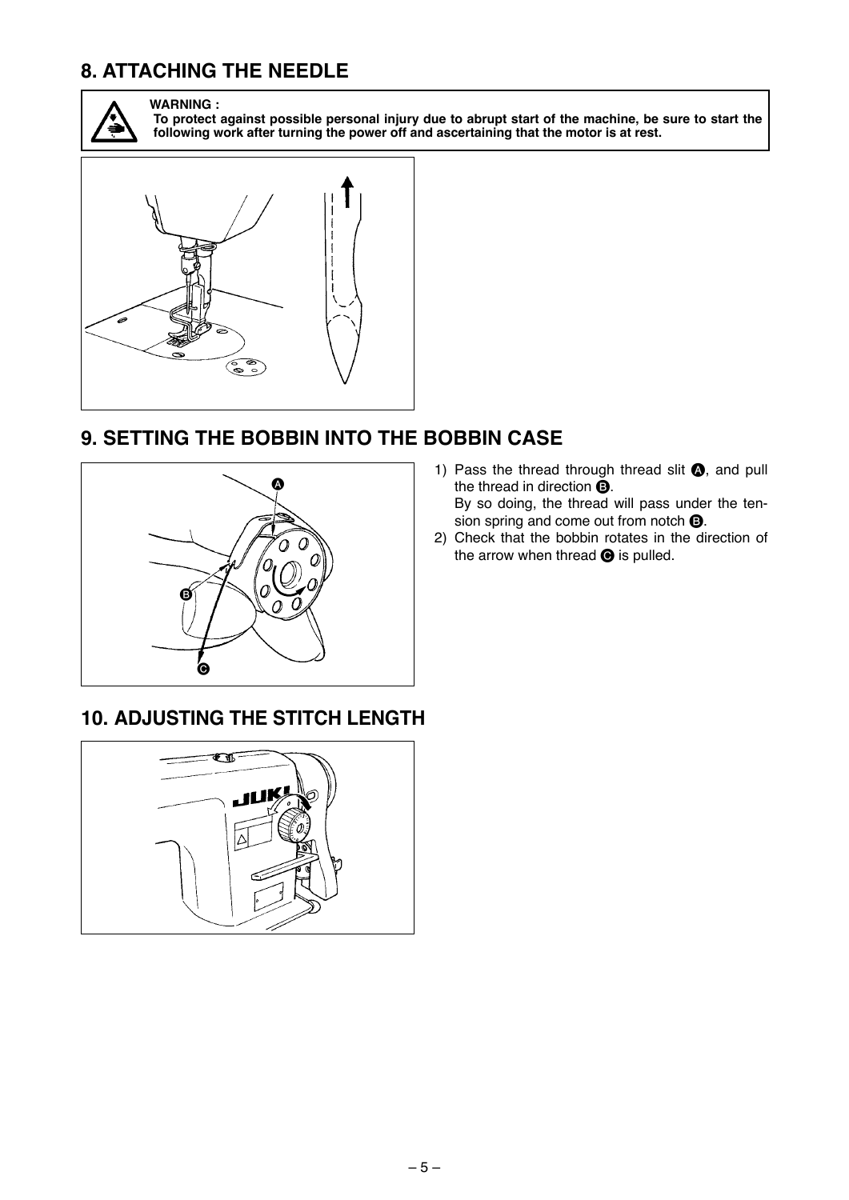## 8. ATTACHING THE NEEDLE

**WARNING :**
**To protect against possible personal injury due to abrupt start of the machine, be sure to start the following work after turning the power off and ascertaining that the motor is at rest.**

## 9. SETTING THE BOBBIN INTO THE BOBBIN CASE

1) Pass the thread through thread slit **A**, and pull the thread in direction **B**.
   By so doing, the thread will pass under the tension spring and come out from notch **B**.
2) Check that the bobbin rotates in the direction of the arrow when thread **C** is pulled.

## 10. ADJUSTING THE STITCH LENGTH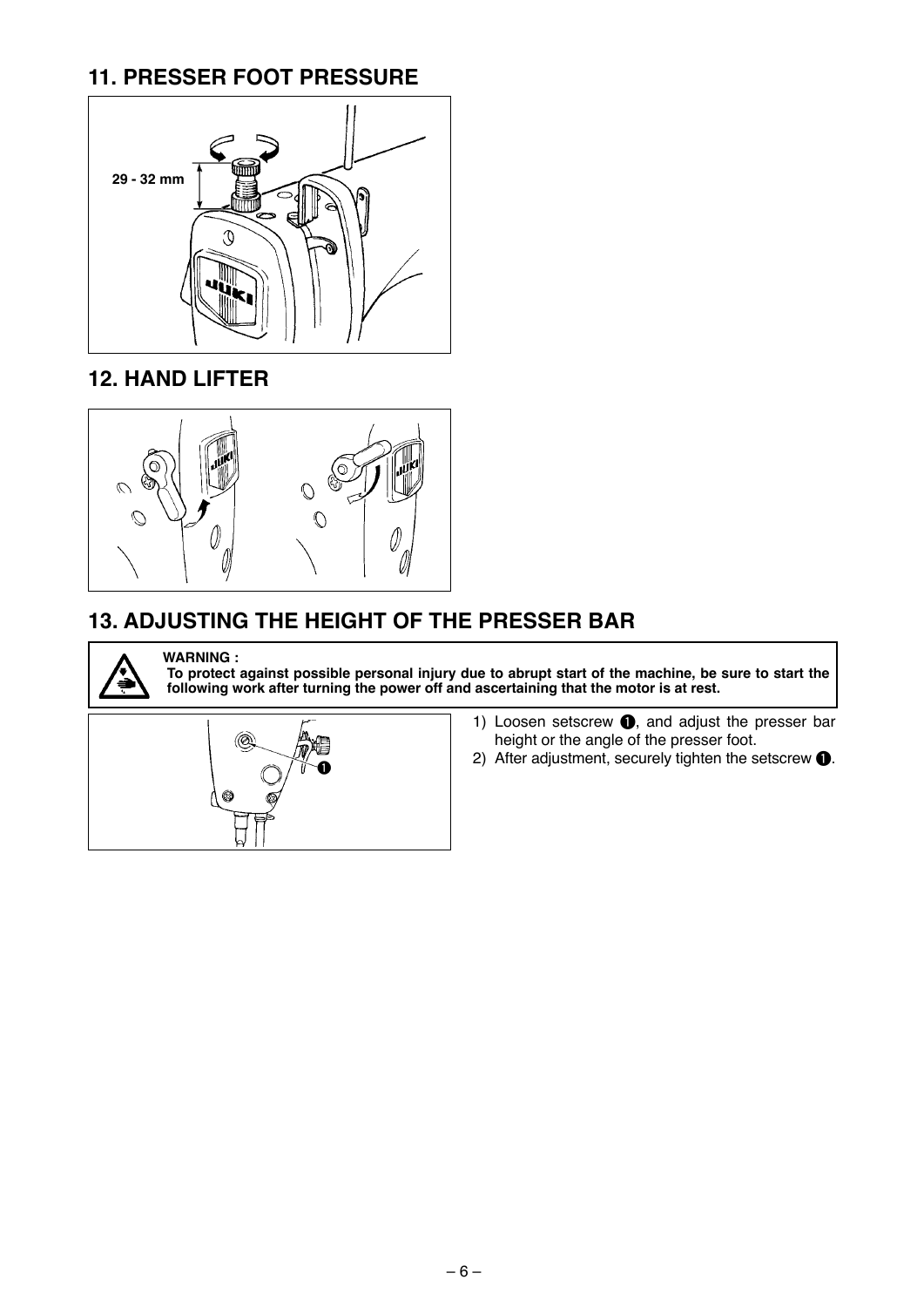## 11. PRESSER FOOT PRESSURE

29 - 32 mm

## 12. HAND LIFTER

## 13. ADJUSTING THE HEIGHT OF THE PRESSER BAR

**WARNING :**
**To protect against possible personal injury due to abrupt start of the machine, be sure to start the following work after turning the power off and ascertaining that the motor is at rest.**

1) Loosen setscrew ❶, and adjust the presser bar height or the angle of the presser foot.
2) After adjustment, securely tighten the setscrew ❶.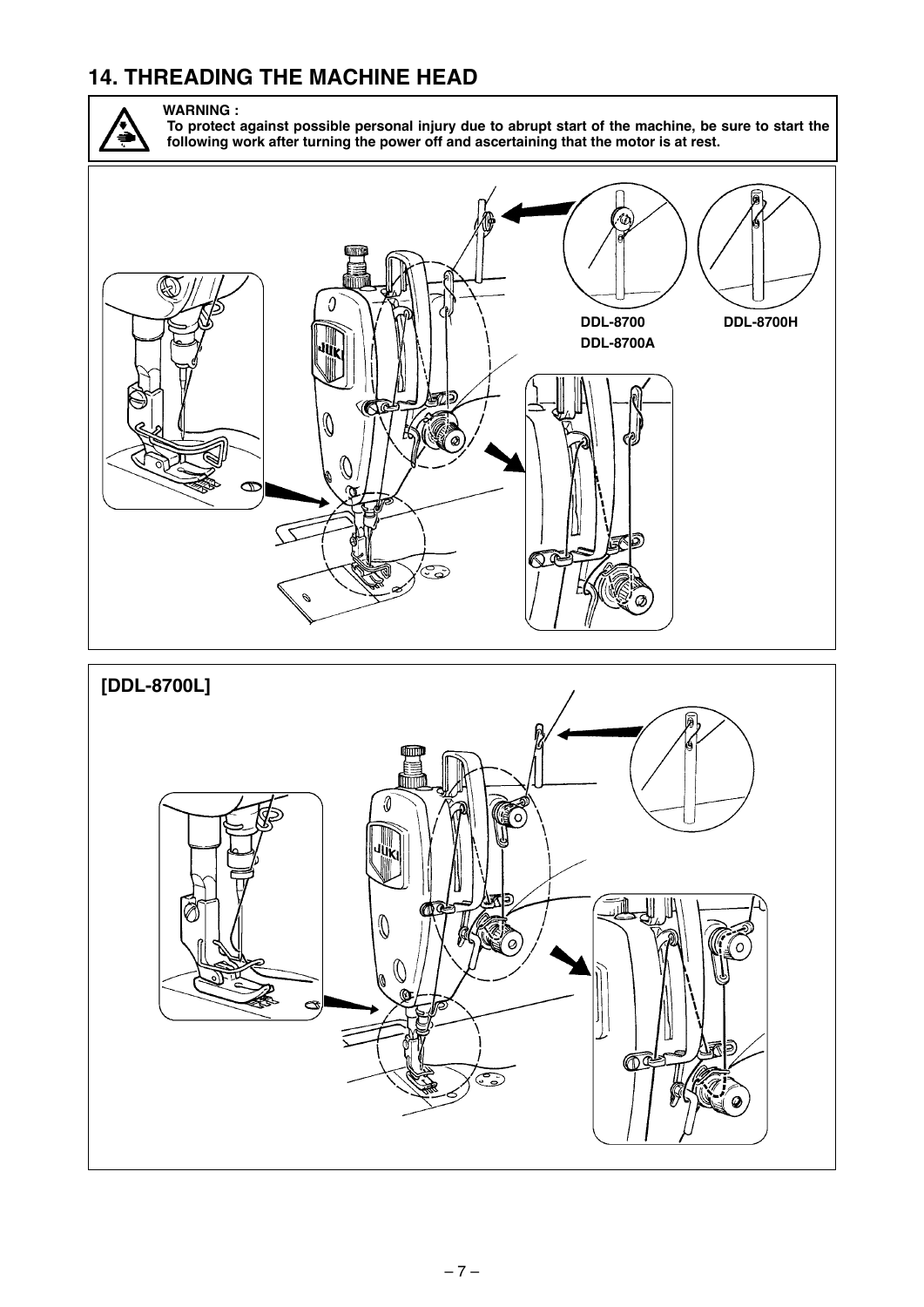## 14. THREADING THE MACHINE HEAD

**WARNING :**
**To protect against possible personal injury due to abrupt start of the machine, be sure to start the following work after turning the power off and ascertaining that the motor is at rest.**

DDL-8700
DDL-8700A

DDL-8700H

[DDL-8700L]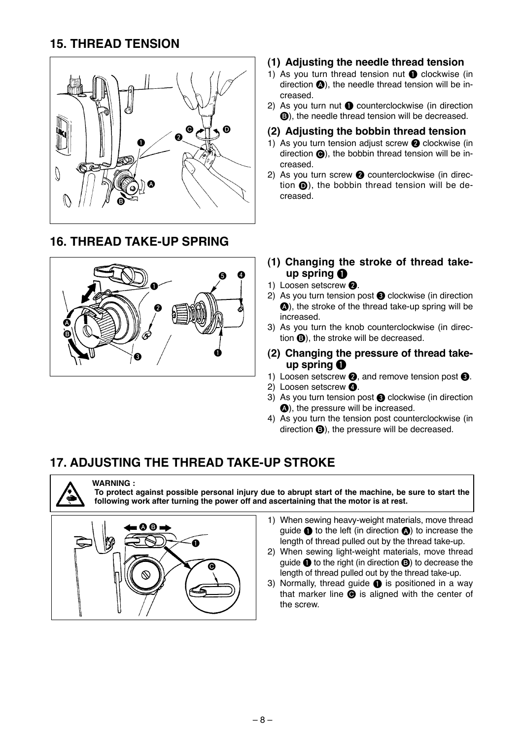## 15. THREAD TENSION

### (1) Adjusting the needle thread tension

1) As you turn thread tension nut ❶ clockwise (in direction Ⓐ), the needle thread tension will be increased.
2) As you turn nut ❶ counterclockwise (in direction Ⓑ), the needle thread tension will be decreased.

### (2) Adjusting the bobbin thread tension

1) As you turn tension adjust screw ❷ clockwise (in direction Ⓒ), the bobbin thread tension will be increased.
2) As you turn screw ❷ counterclockwise (in direction Ⓓ), the bobbin thread tension will be decreased.

## 16. THREAD TAKE-UP SPRING

### (1) Changing the stroke of thread take-up spring ❶

1) Loosen setscrew ❷.
2) As you turn tension post ❸ clockwise (in direction Ⓐ), the stroke of the thread take-up spring will be increased.
3) As you turn the knob counterclockwise (in direction Ⓑ), the stroke will be decreased.

### (2) Changing the pressure of thread take-up spring ❶

1) Loosen setscrew ❷, and remove tension post ❸.
2) Loosen setscrew ❹.
3) As you turn tension post ❸ clockwise (in direction Ⓐ), the pressure will be increased.
4) As you turn the tension post counterclockwise (in direction Ⓑ), the pressure will be decreased.

## 17. ADJUSTING THE THREAD TAKE-UP STROKE

**WARNING :**
**To protect against possible personal injury due to abrupt start of the machine, be sure to start the following work after turning the power off and ascertaining that the motor is at rest.**

1) When sewing heavy-weight materials, move thread guide ❶ to the left (in direction Ⓐ) to increase the length of thread pulled out by the thread take-up.
2) When sewing light-weight materials, move thread guide ❶ to the right (in direction Ⓑ) to decrease the length of thread pulled out by the thread take-up.
3) Normally, thread guide ❶ is positioned in a way that marker line Ⓒ is aligned with the center of the screw.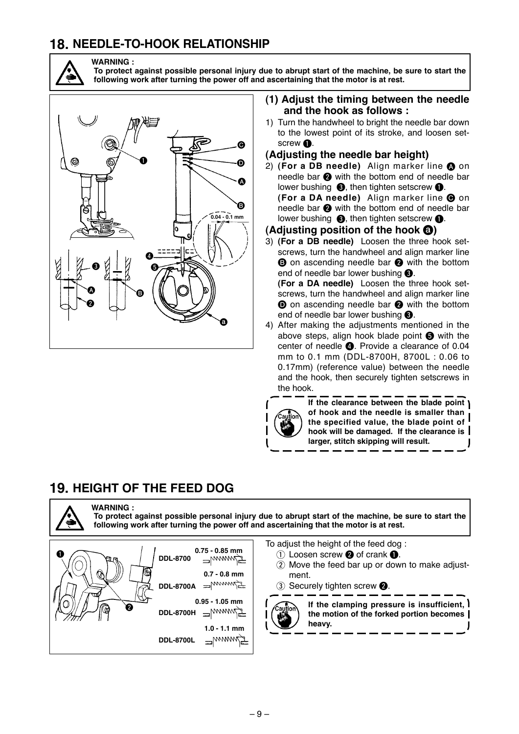## 18. NEEDLE-TO-HOOK RELATIONSHIP

**WARNING :**
**To protect against possible personal injury due to abrupt start of the machine, be sure to start the following work after turning the power off and ascertaining that the motor is at rest.**

### (1) Adjust the timing between the needle and the hook as follows :

1) Turn the handwheel to bright the needle bar down to the lowest point of its stroke, and loosen setscrew ❶.

### (Adjusting the needle bar height)

2) **(For a DB needle)** Align marker line Ⓐ on needle bar ❷ with the bottom end of needle bar lower bushing ❸, then tighten setscrew ❶.
   **(For a DA needle)** Align marker line Ⓒ on needle bar ❷ with the bottom end of needle bar lower bushing ❸, then tighten setscrew ❶.

### (Adjusting position of the hook ⓐ)

3) **(For a DB needle)** Loosen the three hook setscrews, turn the handwheel and align marker line Ⓑ on ascending needle bar ❷ with the bottom end of needle bar lower bushing ❸.
   **(For a DA needle)** Loosen the three hook setscrews, turn the handwheel and align marker line Ⓓ on ascending needle bar ❷ with the bottom end of needle bar lower bushing ❸.
4) After making the adjustments mentioned in the above steps, align hook blade point ❺ with the center of needle ❹. Provide a clearance of 0.04 mm to 0.1 mm (DDL-8700H, 8700L : 0.06 to 0.17mm) (reference value) between the needle and the hook, then securely tighten setscrews in the hook.

**Caution: If the clearance between the blade point of hook and the needle is smaller than the specified value, the blade point of hook will be damaged. If the clearance is larger, stitch skipping will result.**

## 19. HEIGHT OF THE FEED DOG

**WARNING :**
**To protect against possible personal injury due to abrupt start of the machine, be sure to start the following work after turning the power off and ascertaining that the motor is at rest.**

| Model | Height |
|---|---|
| DDL-8700 | 0.75 - 0.85 mm |
| DDL-8700A | 0.7 - 0.8 mm |
| DDL-8700H | 0.95 - 1.05 mm |
| DDL-8700L | 1.0 - 1.1 mm |

To adjust the height of the feed dog :

① Loosen screw ❷ of crank ❶.
② Move the feed bar up or down to make adjustment.
③ Securely tighten screw ❷.

**Caution: If the clamping pressure is insufficient, the motion of the forked portion becomes heavy.**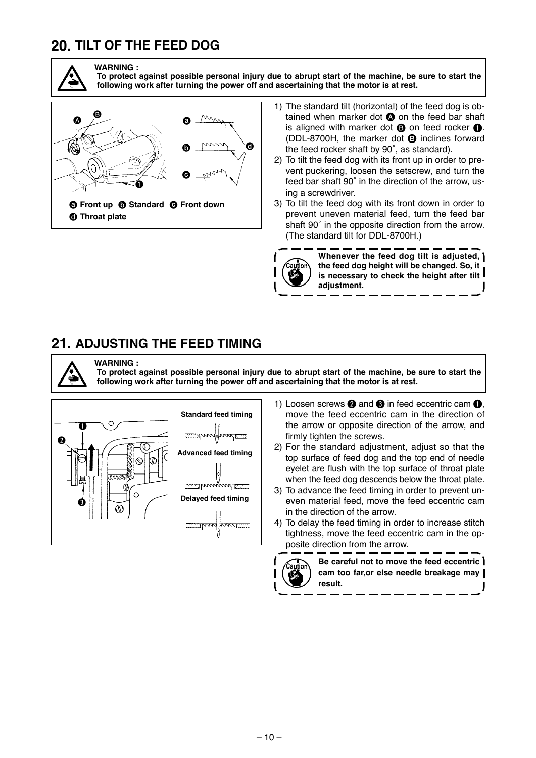## 20. TILT OF THE FEED DOG

**WARNING :**
**To protect against possible personal injury due to abrupt start of the machine, be sure to start the following work after turning the power off and ascertaining that the motor is at rest.**

**a** Front up **b** Standard **c** Front down
**d** Throat plate

1) The standard tilt (horizontal) of the feed dog is obtained when marker dot **A** on the feed bar shaft is aligned with marker dot **B** on feed rocker **1**. (DDL-8700H, the marker dot **B** inclines forward the feed rocker shaft by 90˚, as standard).
2) To tilt the feed dog with its front up in order to prevent puckering, loosen the setscrew, and turn the feed bar shaft 90˚ in the direction of the arrow, using a screwdriver.
3) To tilt the feed dog with its front down in order to prevent uneven material feed, turn the feed bar shaft 90˚ in the opposite direction from the arrow. (The standard tilt for DDL-8700H.)

> **Caution:** **Whenever the feed dog tilt is adjusted, the feed dog height will be changed. So, it is necessary to check the height after tilt adjustment.**

## 21. ADJUSTING THE FEED TIMING

**WARNING :**
**To protect against possible personal injury due to abrupt start of the machine, be sure to start the following work after turning the power off and ascertaining that the motor is at rest.**

Standard feed timing

Advanced feed timing

Delayed feed timing

1) Loosen screws **2** and **3** in feed eccentric cam **1**, move the feed eccentric cam in the direction of the arrow or opposite direction of the arrow, and firmly tighten the screws.
2) For the standard adjustment, adjust so that the top surface of feed dog and the top end of needle eyelet are flush with the top surface of throat plate when the feed dog descends below the throat plate.
3) To advance the feed timing in order to prevent uneven material feed, move the feed eccentric cam in the direction of the arrow.
4) To delay the feed timing in order to increase stitch tightness, move the feed eccentric cam in the opposite direction from the arrow.

> **Caution:** **Be careful not to move the feed eccentric cam too far,or else needle breakage may result.**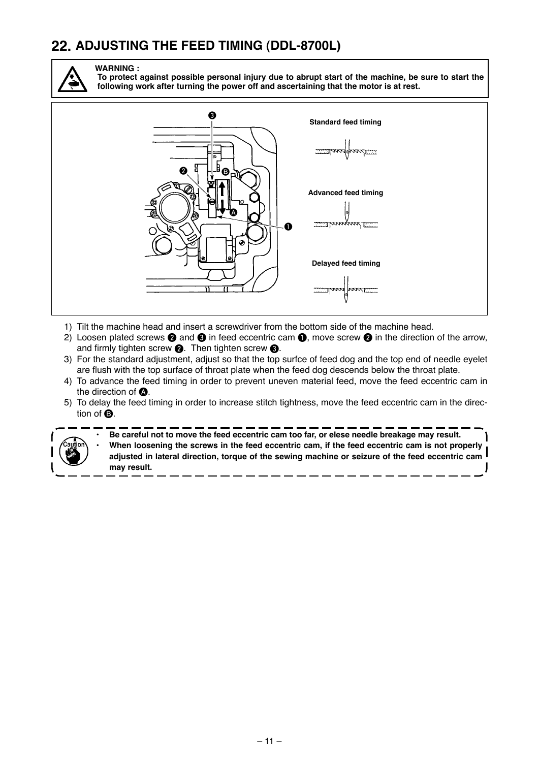## 22. ADJUSTING THE FEED TIMING (DDL-8700L)

**WARNING :**
**To protect against possible personal injury due to abrupt start of the machine, be sure to start the following work after turning the power off and ascertaining that the motor is at rest.**

Standard feed timing

Advanced feed timing

Delayed feed timing

1) Tilt the machine head and insert a screwdriver from the bottom side of the machine head.
2) Loosen plated screws ❷ and ❸ in feed eccentric cam ❶, move screw ❷ in the direction of the arrow, and firmly tighten screw ❷. Then tighten screw ❸.
3) For the standard adjustment, adjust so that the top surfce of feed dog and the top end of needle eyelet are flush with the top surface of throat plate when the feed dog descends below the throat plate.
4) To advance the feed timing in order to prevent uneven material feed, move the feed eccentric cam in the direction of Ⓐ.
5) To delay the feed timing in order to increase stitch tightness, move the feed eccentric cam in the direction of Ⓑ.

- **Be careful not to move the feed eccentric cam too far, or elese needle breakage may result.**
- **When loosening the screws in the feed eccentric cam, if the feed eccentric cam is not properly adjusted in lateral direction, torque of the sewing machine or seizure of the feed eccentric cam may result.**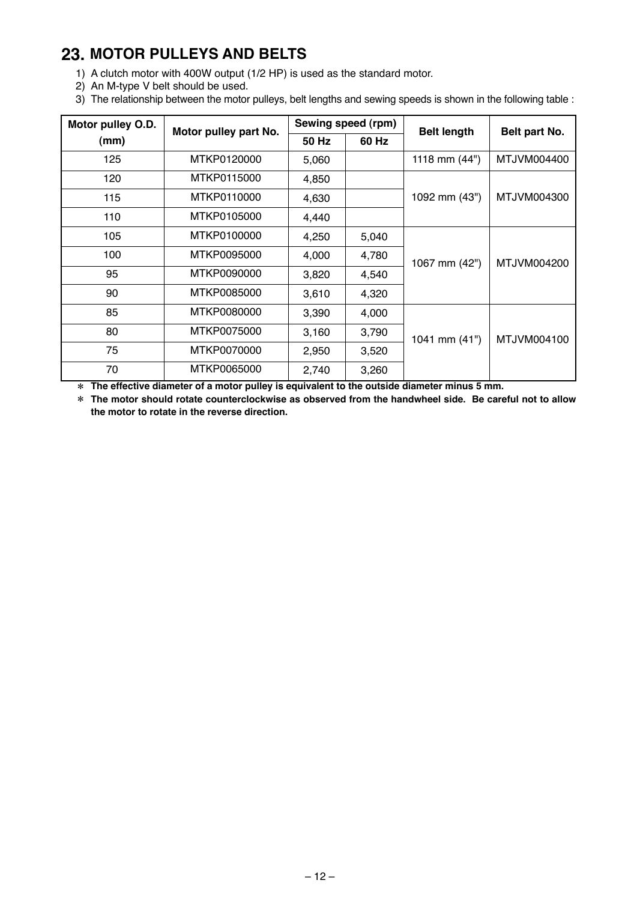## 23. MOTOR PULLEYS AND BELTS

1) A clutch motor with 400W output (1/2 HP) is used as the standard motor.
2) An M-type V belt should be used.
3) The relationship between the motor pulleys, belt lengths and sewing speeds is shown in the following table :

| Motor pulley O.D. (mm) | Motor pulley part No. | Sewing speed (rpm) | | Belt length | Belt part No. |
|---|---|---|---|---|---|
| | | 50 Hz | 60 Hz | | |
| 125 | MTKP0120000 | 5,060 | | 1118 mm (44") | MTJVM004400 |
| 120 | MTKP0115000 | 4,850 | | 1092 mm (43") | MTJVM004300 |
| 115 | MTKP0110000 | 4,630 | | | |
| 110 | MTKP0105000 | 4,440 | | | |
| 105 | MTKP0100000 | 4,250 | 5,040 | 1067 mm (42") | MTJVM004200 |
| 100 | MTKP0095000 | 4,000 | 4,780 | | |
| 95 | MTKP0090000 | 3,820 | 4,540 | | |
| 90 | MTKP0085000 | 3,610 | 4,320 | | |
| 85 | MTKP0080000 | 3,390 | 4,000 | 1041 mm (41") | MTJVM004100 |
| 80 | MTKP0075000 | 3,160 | 3,790 | | |
| 75 | MTKP0070000 | 2,950 | 3,520 | | |
| 70 | MTKP0065000 | 2,740 | 3,260 | | |

* **The effective diameter of a motor pulley is equivalent to the outside diameter minus 5 mm.**
* **The motor should rotate counterclockwise as observed from the handwheel side. Be careful not to allow the motor to rotate in the reverse direction.**